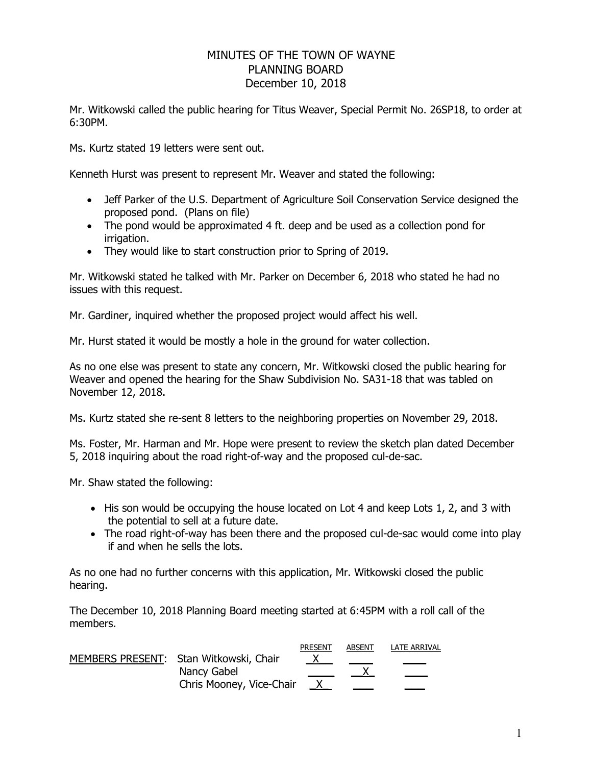# MINUTES OF THE TOWN OF WAYNE
## PLANNING BOARD
## December 10, 2018

Mr. Witkowski called the public hearing for Titus Weaver, Special Permit No. 26SP18, to order at 6:30PM.

Ms. Kurtz stated 19 letters were sent out.

Kenneth Hurst was present to represent Mr. Weaver and stated the following:

- Jeff Parker of the U.S. Department of Agriculture Soil Conservation Service designed the proposed pond. (Plans on file)
- The pond would be approximated 4 ft. deep and be used as a collection pond for irrigation.
- They would like to start construction prior to Spring of 2019.

Mr. Witkowski stated he talked with Mr. Parker on December 6, 2018 who stated he had no issues with this request.

Mr. Gardiner, inquired whether the proposed project would affect his well.

Mr. Hurst stated it would be mostly a hole in the ground for water collection.

As no one else was present to state any concern, Mr. Witkowski closed the public hearing for Weaver and opened the hearing for the Shaw Subdivision No. SA31-18 that was tabled on November 12, 2018.

Ms. Kurtz stated she re-sent 8 letters to the neighboring properties on November 29, 2018.

Ms. Foster, Mr. Harman and Mr. Hope were present to review the sketch plan dated December 5, 2018 inquiring about the road right-of-way and the proposed cul-de-sac.

Mr. Shaw stated the following:

- His son would be occupying the house located on Lot 4 and keep Lots 1, 2, and 3 with the potential to sell at a future date.
- The road right-of-way has been there and the proposed cul-de-sac would come into play if and when he sells the lots.

As no one had no further concerns with this application, Mr. Witkowski closed the public hearing.

The December 10, 2018 Planning Board meeting started at 6:45PM with a roll call of the members.

| MEMBERS PRESENT: | | PRESENT | ABSENT | LATE ARRIVAL |
|---|---|---|---|---|
| | Stan Witkowski, Chair | X | | |
| | Nancy Gabel | | X | |
| | Chris Mooney, Vice-Chair | X | | |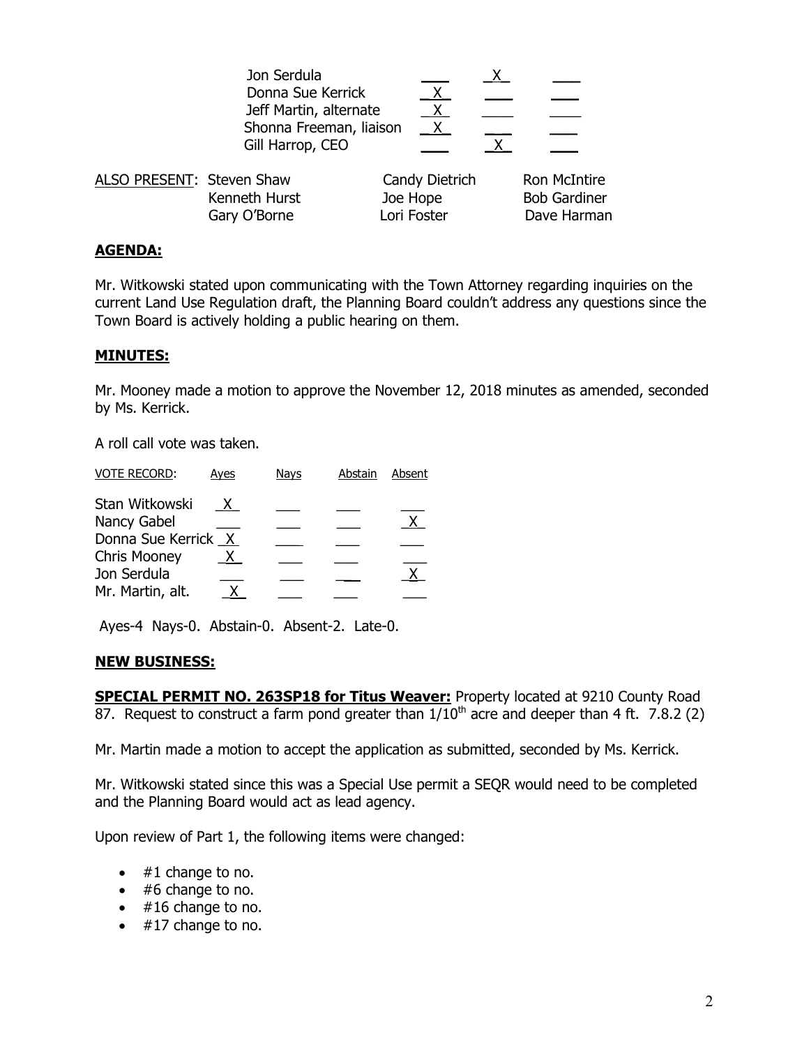| | | | |
|---|---|---|---|
| Jon Serdula | | X | |
| Donna Sue Kerrick | X | | |
| Jeff Martin, alternate | X | | |
| Shonna Freeman, liaison | X | | |
| Gill Harrop, CEO | | X | |

ALSO PRESENT: Steven Shaw, Candy Dietrich, Ron McIntire, Kenneth Hurst, Joe Hope, Bob Gardiner, Gary O'Borne, Lori Foster, Dave Harman

## AGENDA:

Mr. Witkowski stated upon communicating with the Town Attorney regarding inquiries on the current Land Use Regulation draft, the Planning Board couldn't address any questions since the Town Board is actively holding a public hearing on them.

## MINUTES:

Mr. Mooney made a motion to approve the November 12, 2018 minutes as amended, seconded by Ms. Kerrick.

A roll call vote was taken.

| VOTE RECORD: | Ayes | Nays | Abstain | Absent |
|---|---|---|---|---|
| Stan Witkowski | X | | | |
| Nancy Gabel | | | | X |
| Donna Sue Kerrick | X | | | |
| Chris Mooney | X | | | |
| Jon Serdula | | | | X |
| Mr. Martin, alt. | X | | | |

Ayes-4 Nays-0. Abstain-0. Absent-2. Late-0.

## NEW BUSINESS:

**SPECIAL PERMIT NO. 263SP18 for Titus Weaver:** Property located at 9210 County Road 87. Request to construct a farm pond greater than 1/10th acre and deeper than 4 ft. 7.8.2 (2)

Mr. Martin made a motion to accept the application as submitted, seconded by Ms. Kerrick.

Mr. Witkowski stated since this was a Special Use permit a SEQR would need to be completed and the Planning Board would act as lead agency.

Upon review of Part 1, the following items were changed:

- #1 change to no.
- #6 change to no.
- #16 change to no.
- #17 change to no.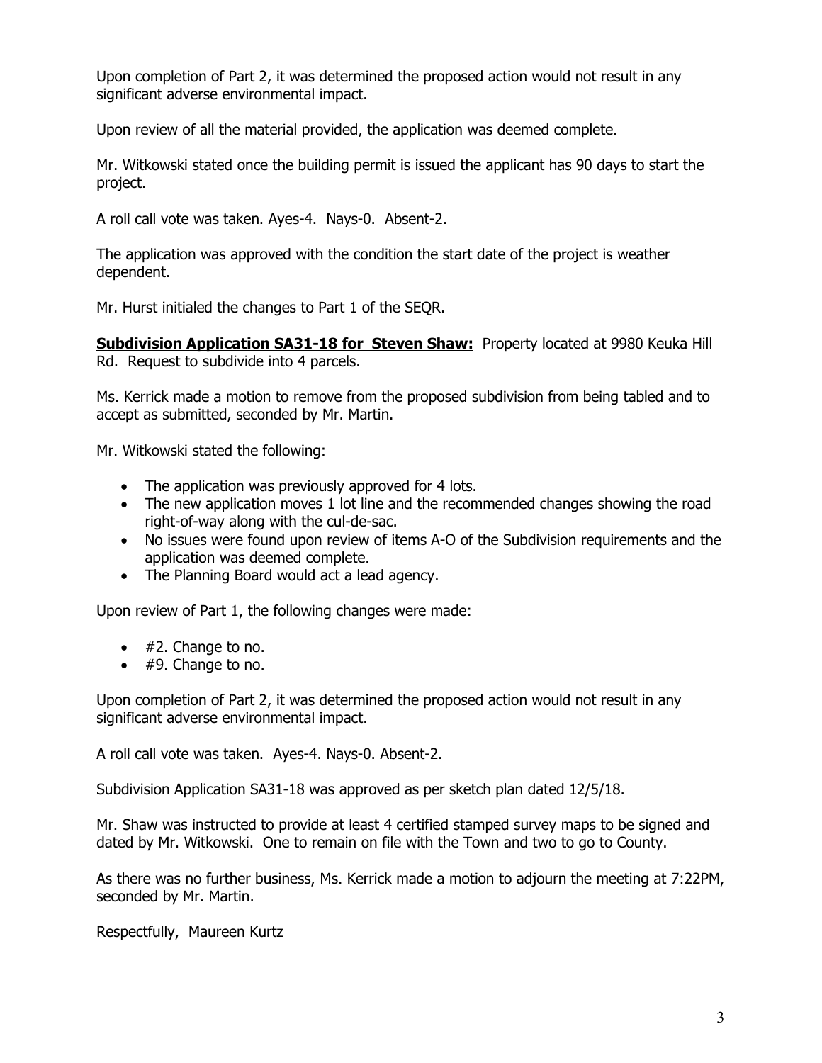Upon completion of Part 2, it was determined the proposed action would not result in any significant adverse environmental impact.

Upon review of all the material provided, the application was deemed complete.

Mr. Witkowski stated once the building permit is issued the applicant has 90 days to start the project.

A roll call vote was taken. Ayes-4. Nays-0. Absent-2.

The application was approved with the condition the start date of the project is weather dependent.

Mr. Hurst initialed the changes to Part 1 of the SEQR.

**Subdivision Application SA31-18 for Steven Shaw:** Property located at 9980 Keuka Hill Rd. Request to subdivide into 4 parcels.

Ms. Kerrick made a motion to remove from the proposed subdivision from being tabled and to accept as submitted, seconded by Mr. Martin.

Mr. Witkowski stated the following:

- The application was previously approved for 4 lots.
- The new application moves 1 lot line and the recommended changes showing the road right-of-way along with the cul-de-sac.
- No issues were found upon review of items A-O of the Subdivision requirements and the application was deemed complete.
- The Planning Board would act a lead agency.

Upon review of Part 1, the following changes were made:

- #2. Change to no.
- #9. Change to no.

Upon completion of Part 2, it was determined the proposed action would not result in any significant adverse environmental impact.

A roll call vote was taken. Ayes-4. Nays-0. Absent-2.

Subdivision Application SA31-18 was approved as per sketch plan dated 12/5/18.

Mr. Shaw was instructed to provide at least 4 certified stamped survey maps to be signed and dated by Mr. Witkowski. One to remain on file with the Town and two to go to County.

As there was no further business, Ms. Kerrick made a motion to adjourn the meeting at 7:22PM, seconded by Mr. Martin.

Respectfully, Maureen Kurtz